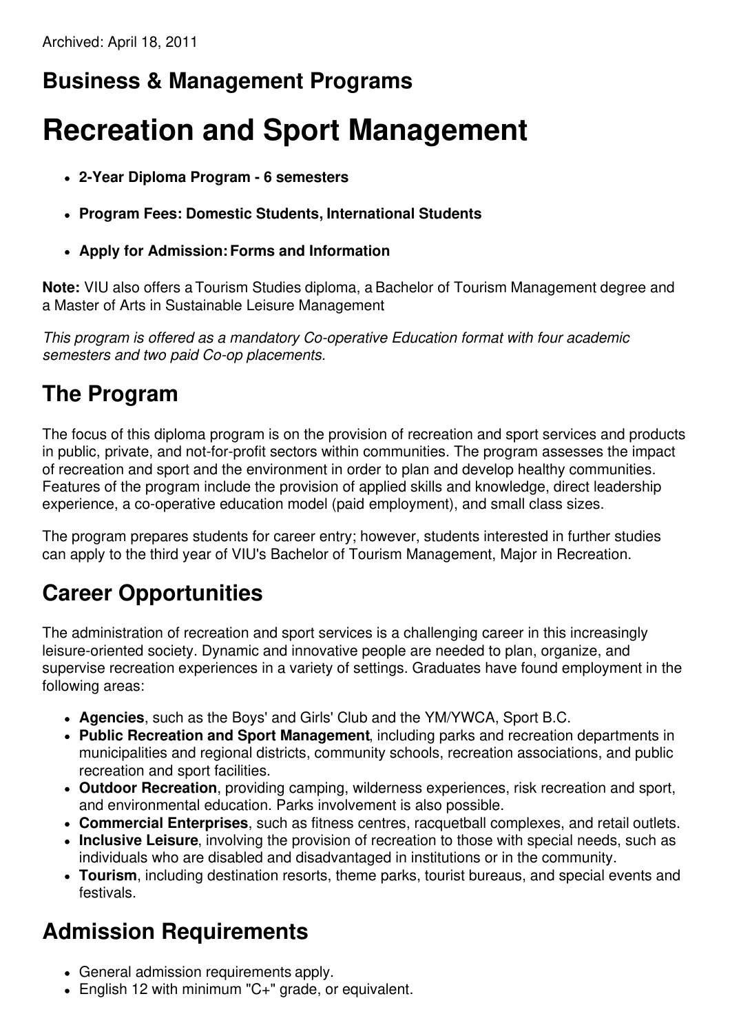Archived: April 18, 2011

## Business & Management Programs

# Recreation and Sport Management

- **2-Year Diploma Program - 6 semesters**
- **Program Fees: Domestic Students, International Students**
- **Apply for Admission: Forms and Information**

**Note:** VIU also offers a Tourism Studies diploma, a Bachelor of Tourism Management degree and a Master of Arts in Sustainable Leisure Management

*This program is offered as a mandatory Co-operative Education format with four academic semesters and two paid Co-op placements.*

## The Program

The focus of this diploma program is on the provision of recreation and sport services and products in public, private, and not-for-profit sectors within communities. The program assesses the impact of recreation and sport and the environment in order to plan and develop healthy communities. Features of the program include the provision of applied skills and knowledge, direct leadership experience, a co-operative education model (paid employment), and small class sizes.

The program prepares students for career entry; however, students interested in further studies can apply to the third year of VIU's Bachelor of Tourism Management, Major in Recreation.

## Career Opportunities

The administration of recreation and sport services is a challenging career in this increasingly leisure-oriented society. Dynamic and innovative people are needed to plan, organize, and supervise recreation experiences in a variety of settings. Graduates have found employment in the following areas:

- **Agencies**, such as the Boys' and Girls' Club and the YM/YWCA, Sport B.C.
- **Public Recreation and Sport Management**, including parks and recreation departments in municipalities and regional districts, community schools, recreation associations, and public recreation and sport facilities.
- **Outdoor Recreation**, providing camping, wilderness experiences, risk recreation and sport, and environmental education. Parks involvement is also possible.
- **Commercial Enterprises**, such as fitness centres, racquetball complexes, and retail outlets.
- **Inclusive Leisure**, involving the provision of recreation to those with special needs, such as individuals who are disabled and disadvantaged in institutions or in the community.
- **Tourism**, including destination resorts, theme parks, tourist bureaus, and special events and festivals.

## Admission Requirements

- General admission requirements apply.
- English 12 with minimum "C+" grade, or equivalent.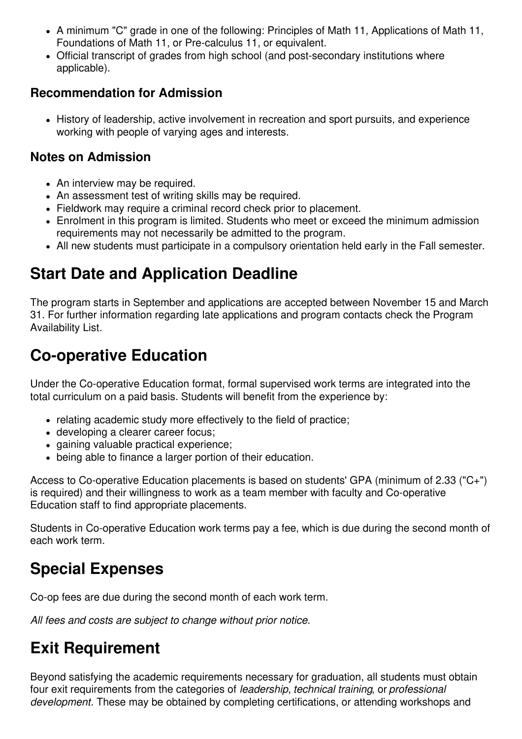- A minimum "C" grade in one of the following: Principles of Math 11, Applications of Math 11, Foundations of Math 11, or Pre-calculus 11, or equivalent.
- Official transcript of grades from high school (and post-secondary institutions where applicable).

### Recommendation for Admission

- History of leadership, active involvement in recreation and sport pursuits, and experience working with people of varying ages and interests.

### Notes on Admission

- An interview may be required.
- An assessment test of writing skills may be required.
- Fieldwork may require a criminal record check prior to placement.
- Enrolment in this program is limited. Students who meet or exceed the minimum admission requirements may not necessarily be admitted to the program.
- All new students must participate in a compulsory orientation held early in the Fall semester.

## Start Date and Application Deadline

The program starts in September and applications are accepted between November 15 and March 31. For further information regarding late applications and program contacts check the Program Availability List.

## Co-operative Education

Under the Co-operative Education format, formal supervised work terms are integrated into the total curriculum on a paid basis. Students will benefit from the experience by:

- relating academic study more effectively to the field of practice;
- developing a clearer career focus;
- gaining valuable practical experience;
- being able to finance a larger portion of their education.

Access to Co-operative Education placements is based on students' GPA (minimum of 2.33 ("C+") is required) and their willingness to work as a team member with faculty and Co-operative Education staff to find appropriate placements.

Students in Co-operative Education work terms pay a fee, which is due during the second month of each work term.

## Special Expenses

Co-op fees are due during the second month of each work term.

*All fees and costs are subject to change without prior notice.*

## Exit Requirement

Beyond satisfying the academic requirements necessary for graduation, all students must obtain four exit requirements from the categories of *leadership*, *technical training*, or *professional development*. These may be obtained by completing certifications, or attending workshops and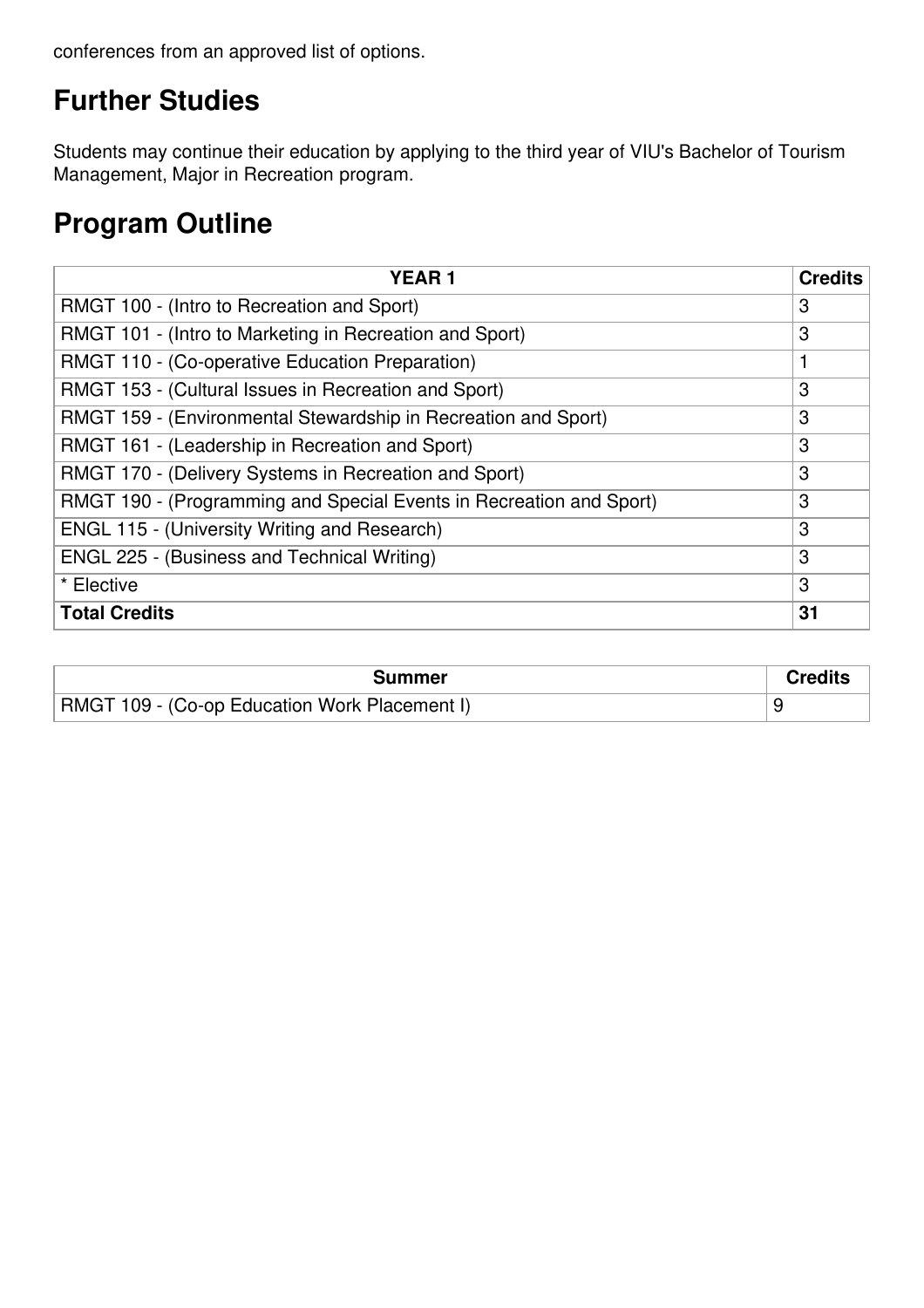conferences from an approved list of options.

## Further Studies

Students may continue their education by applying to the third year of VIU's Bachelor of Tourism Management, Major in Recreation program.

## Program Outline

| YEAR 1 | Credits |
|---|---|
| RMGT 100 - (Intro to Recreation and Sport) | 3 |
| RMGT 101 - (Intro to Marketing in Recreation and Sport) | 3 |
| RMGT 110 - (Co-operative Education Preparation) | 1 |
| RMGT 153 - (Cultural Issues in Recreation and Sport) | 3 |
| RMGT 159 - (Environmental Stewardship in Recreation and Sport) | 3 |
| RMGT 161 - (Leadership in Recreation and Sport) | 3 |
| RMGT 170 - (Delivery Systems in Recreation and Sport) | 3 |
| RMGT 190 - (Programming and Special Events in Recreation and Sport) | 3 |
| ENGL 115 - (University Writing and Research) | 3 |
| ENGL 225 - (Business and Technical Writing) | 3 |
| * Elective | 3 |
| **Total Credits** | **31** |

| Summer | Credits |
|---|---|
| RMGT 109 - (Co-op Education Work Placement I) | 9 |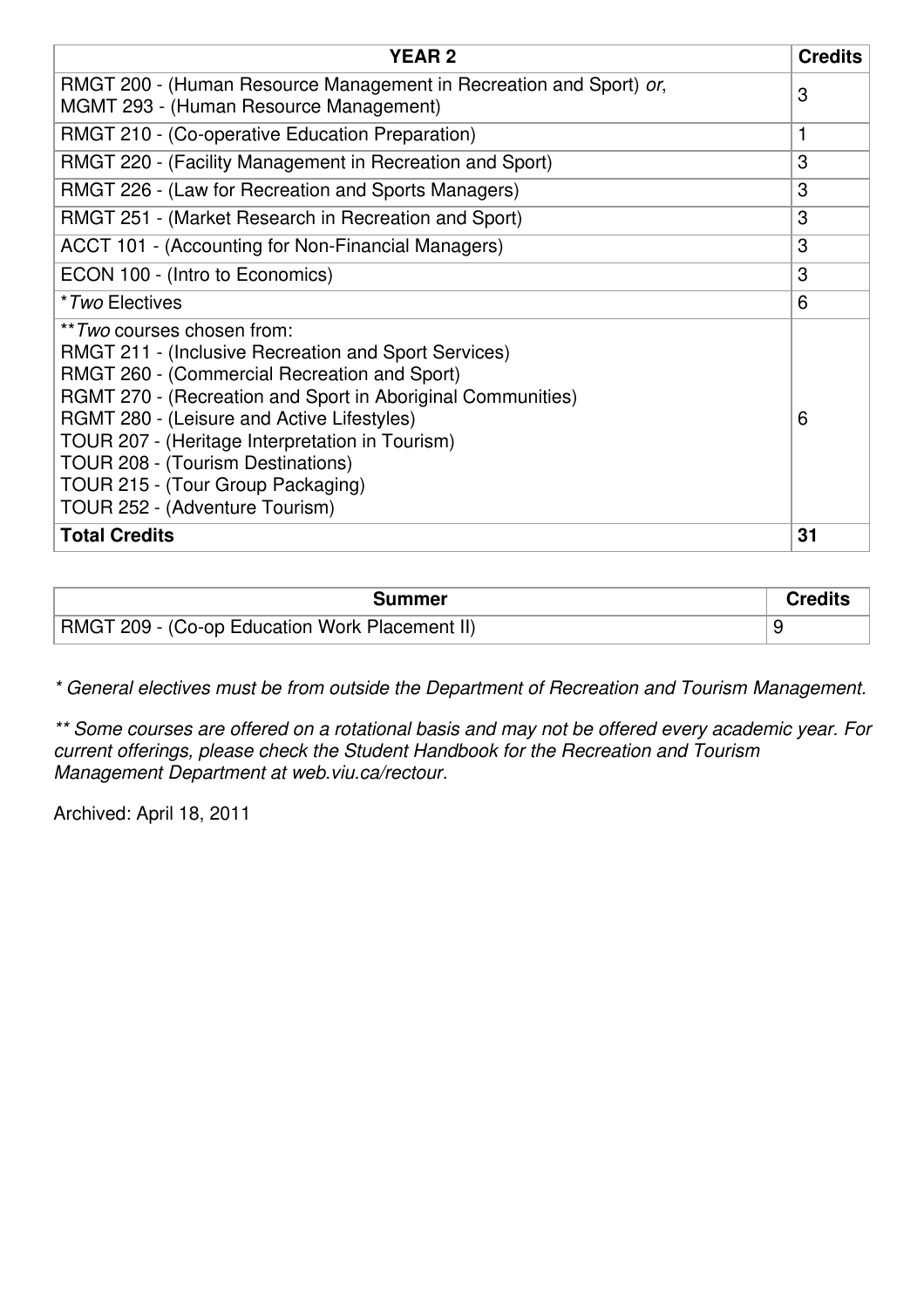| YEAR 2 | Credits |
|---|---|
| RMGT 200 - (Human Resource Management in Recreation and Sport) *or*, MGMT 293 - (Human Resource Management) | 3 |
| RMGT 210 - (Co-operative Education Preparation) | 1 |
| RMGT 220 - (Facility Management in Recreation and Sport) | 3 |
| RMGT 226 - (Law for Recreation and Sports Managers) | 3 |
| RMGT 251 - (Market Research in Recreation and Sport) | 3 |
| ACCT 101 - (Accounting for Non-Financial Managers) | 3 |
| ECON 100 - (Intro to Economics) | 3 |
| **Two* Electives | 6 |
| ***Two* courses chosen from:<br>RMGT 211 - (Inclusive Recreation and Sport Services)<br>RMGT 260 - (Commercial Recreation and Sport)<br>RGMT 270 - (Recreation and Sport in Aboriginal Communities)<br>RGMT 280 - (Leisure and Active Lifestyles)<br>TOUR 207 - (Heritage Interpretation in Tourism)<br>TOUR 208 - (Tourism Destinations)<br>TOUR 215 - (Tour Group Packaging)<br>TOUR 252 - (Adventure Tourism) | 6 |
| **Total Credits** | **31** |

| Summer | Credits |
|---|---|
| RMGT 209 - (Co-op Education Work Placement II) | 9 |

*\* General electives must be from outside the Department of Recreation and Tourism Management.*

*\*\* Some courses are offered on a rotational basis and may not be offered every academic year. For current offerings, please check the Student Handbook for the Recreation and Tourism Management Department at web.viu.ca/rectour.*

Archived: April 18, 2011